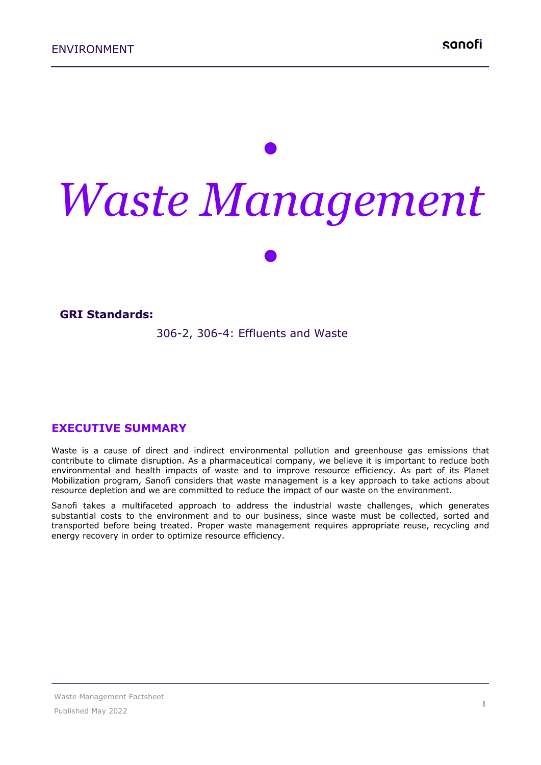# *Waste Management*

**GRI Standards:**

306-2, 306-4: Effluents and Waste

## EXECUTIVE SUMMARY

Waste is a cause of direct and indirect environmental pollution and greenhouse gas emissions that contribute to climate disruption. As a pharmaceutical company, we believe it is important to reduce both environmental and health impacts of waste and to improve resource efficiency. As part of its Planet Mobilization program, Sanofi considers that waste management is a key approach to take actions about resource depletion and we are committed to reduce the impact of our waste on the environment.

Sanofi takes a multifaceted approach to address the industrial waste challenges, which generates substantial costs to the environment and to our business, since waste must be collected, sorted and transported before being treated. Proper waste management requires appropriate reuse, recycling and energy recovery in order to optimize resource efficiency.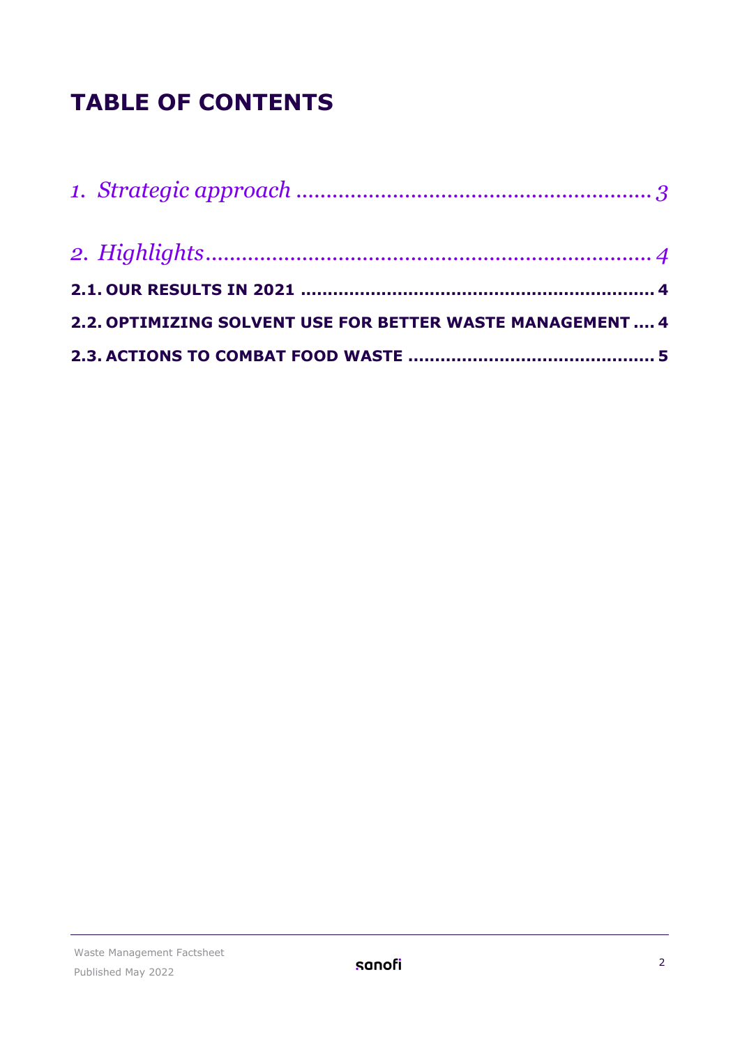# TABLE OF CONTENTS

*1. Strategic approach ........................................................ 3*

*2. Highlights ................................................................ 4*

**2.1. OUR RESULTS IN 2021 ................................................ 4**

**2.2. OPTIMIZING SOLVENT USE FOR BETTER WASTE MANAGEMENT .... 4**

**2.3. ACTIONS TO COMBAT FOOD WASTE ...................................... 5**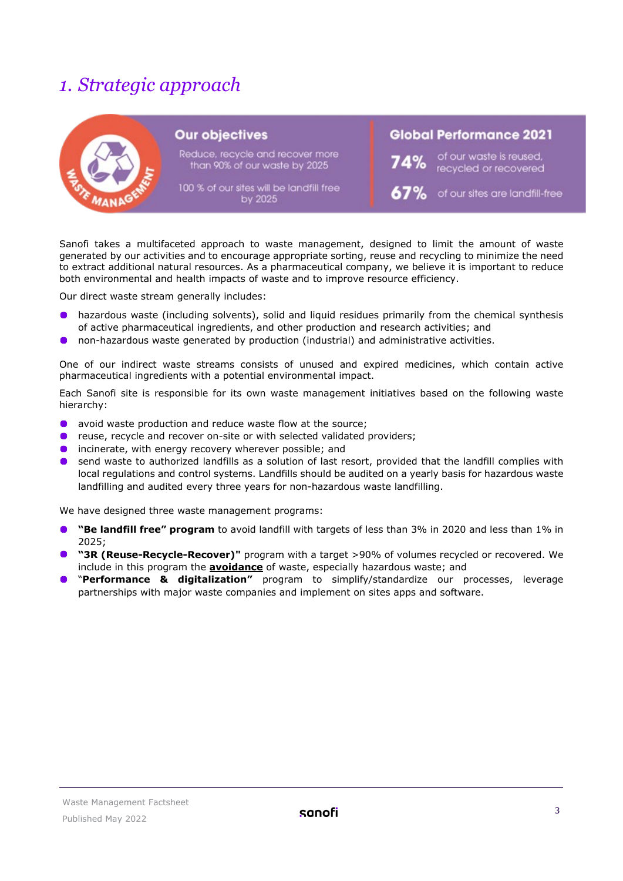# 1. Strategic approach

**Our objectives**

Reduce, recycle and recover more than 90% of our waste by 2025

100 % of our sites will be landfill free by 2025

**Global Performance 2021**

**74%** of our waste is reused, recycled or recovered

**67%** of our sites are landfill-free

Sanofi takes a multifaceted approach to waste management, designed to limit the amount of waste generated by our activities and to encourage appropriate sorting, reuse and recycling to minimize the need to extract additional natural resources. As a pharmaceutical company, we believe it is important to reduce both environmental and health impacts of waste and to improve resource efficiency.

Our direct waste stream generally includes:

- hazardous waste (including solvents), solid and liquid residues primarily from the chemical synthesis of active pharmaceutical ingredients, and other production and research activities; and
- non-hazardous waste generated by production (industrial) and administrative activities.

One of our indirect waste streams consists of unused and expired medicines, which contain active pharmaceutical ingredients with a potential environmental impact.

Each Sanofi site is responsible for its own waste management initiatives based on the following waste hierarchy:

- avoid waste production and reduce waste flow at the source;
- reuse, recycle and recover on-site or with selected validated providers;
- incinerate, with energy recovery wherever possible; and
- send waste to authorized landfills as a solution of last resort, provided that the landfill complies with local regulations and control systems. Landfills should be audited on a yearly basis for hazardous waste landfilling and audited every three years for non-hazardous waste landfilling.

We have designed three waste management programs:

- **"Be landfill free" program** to avoid landfill with targets of less than 3% in 2020 and less than 1% in 2025;
- **"3R (Reuse-Recycle-Recover)"** program with a target >90% of volumes recycled or recovered. We include in this program the **avoidance** of waste, especially hazardous waste; and
- "**Performance & digitalization"** program to simplify/standardize our processes, leverage partnerships with major waste companies and implement on sites apps and software.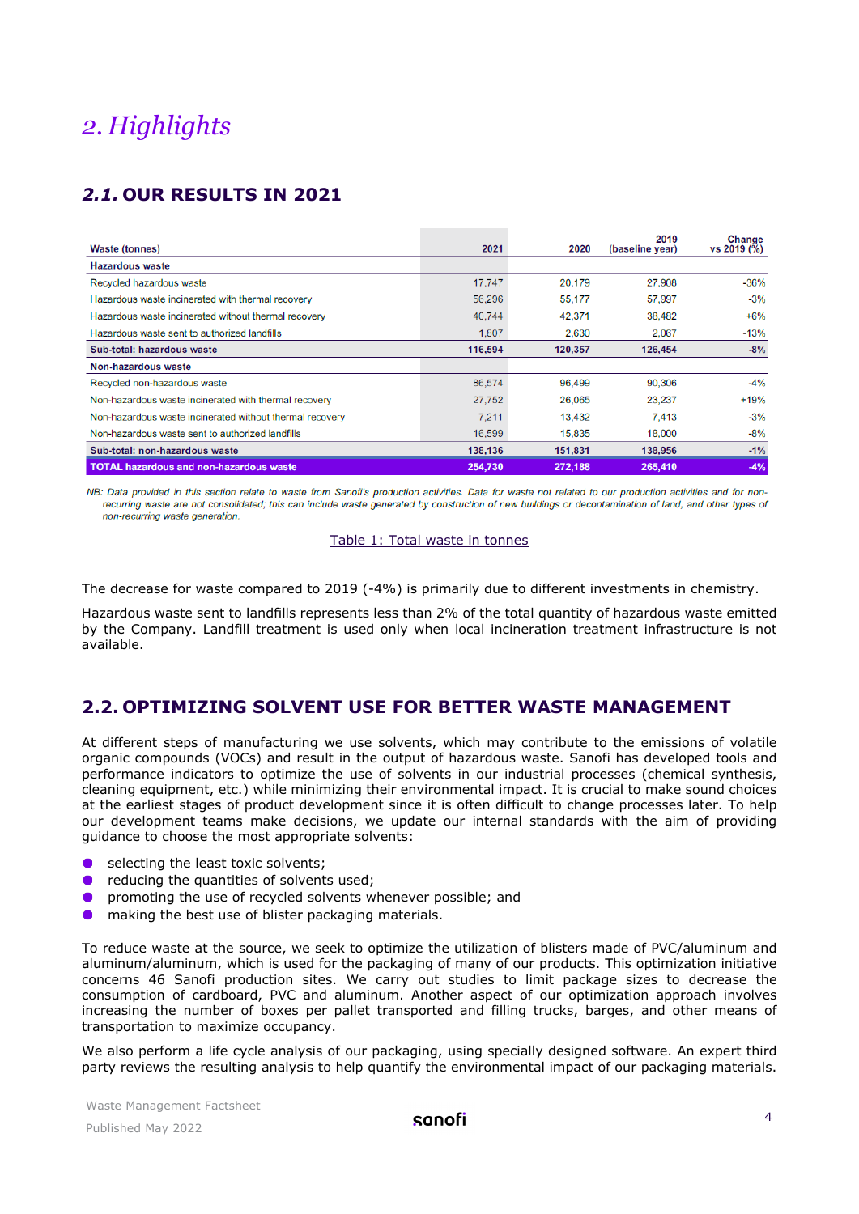# 2. Highlights

## 2.1. OUR RESULTS IN 2021

| Waste (tonnes) | 2021 | 2020 | 2019 (baseline year) | Change vs 2019 (%) |
|---|---|---|---|---|
| **Hazardous waste** | | | | |
| Recycled hazardous waste | 17,747 | 20,179 | 27,908 | -36% |
| Hazardous waste incinerated with thermal recovery | 56,296 | 55,177 | 57,997 | -3% |
| Hazardous waste incinerated without thermal recovery | 40,744 | 42,371 | 38,482 | +6% |
| Hazardous waste sent to authorized landfills | 1,807 | 2,630 | 2,067 | -13% |
| **Sub-total: hazardous waste** | **116,594** | **120,357** | **126,454** | **-8%** |
| **Non-hazardous waste** | | | | |
| Recycled non-hazardous waste | 86,574 | 96,499 | 90,306 | -4% |
| Non-hazardous waste incinerated with thermal recovery | 27,752 | 26,065 | 23,237 | +19% |
| Non-hazardous waste incinerated without thermal recovery | 7,211 | 13,432 | 7,413 | -3% |
| Non-hazardous waste sent to authorized landfills | 16,599 | 15,835 | 18,000 | -8% |
| **Sub-total: non-hazardous waste** | **138,136** | **151,831** | **138,956** | **-1%** |
| **TOTAL hazardous and non-hazardous waste** | **254,730** | **272,188** | **265,410** | **-4%** |

*NB: Data provided in this section relate to waste from Sanofi's production activities. Data for waste not related to our production activities and for non-recurring waste are not consolidated; this can include waste generated by construction of new buildings or decontamination of land, and other types of non-recurring waste generation.*

Table 1: Total waste in tonnes

The decrease for waste compared to 2019 (-4%) is primarily due to different investments in chemistry.

Hazardous waste sent to landfills represents less than 2% of the total quantity of hazardous waste emitted by the Company. Landfill treatment is used only when local incineration treatment infrastructure is not available.

## 2.2. OPTIMIZING SOLVENT USE FOR BETTER WASTE MANAGEMENT

At different steps of manufacturing we use solvents, which may contribute to the emissions of volatile organic compounds (VOCs) and result in the output of hazardous waste. Sanofi has developed tools and performance indicators to optimize the use of solvents in our industrial processes (chemical synthesis, cleaning equipment, etc.) while minimizing their environmental impact. It is crucial to make sound choices at the earliest stages of product development since it is often difficult to change processes later. To help our development teams make decisions, we update our internal standards with the aim of providing guidance to choose the most appropriate solvents:

- selecting the least toxic solvents;
- reducing the quantities of solvents used;
- promoting the use of recycled solvents whenever possible; and
- making the best use of blister packaging materials.

To reduce waste at the source, we seek to optimize the utilization of blisters made of PVC/aluminum and aluminum/aluminum, which is used for the packaging of many of our products. This optimization initiative concerns 46 Sanofi production sites. We carry out studies to limit package sizes to decrease the consumption of cardboard, PVC and aluminum. Another aspect of our optimization approach involves increasing the number of boxes per pallet transported and filling trucks, barges, and other means of transportation to maximize occupancy.

We also perform a life cycle analysis of our packaging, using specially designed software. An expert third party reviews the resulting analysis to help quantify the environmental impact of our packaging materials.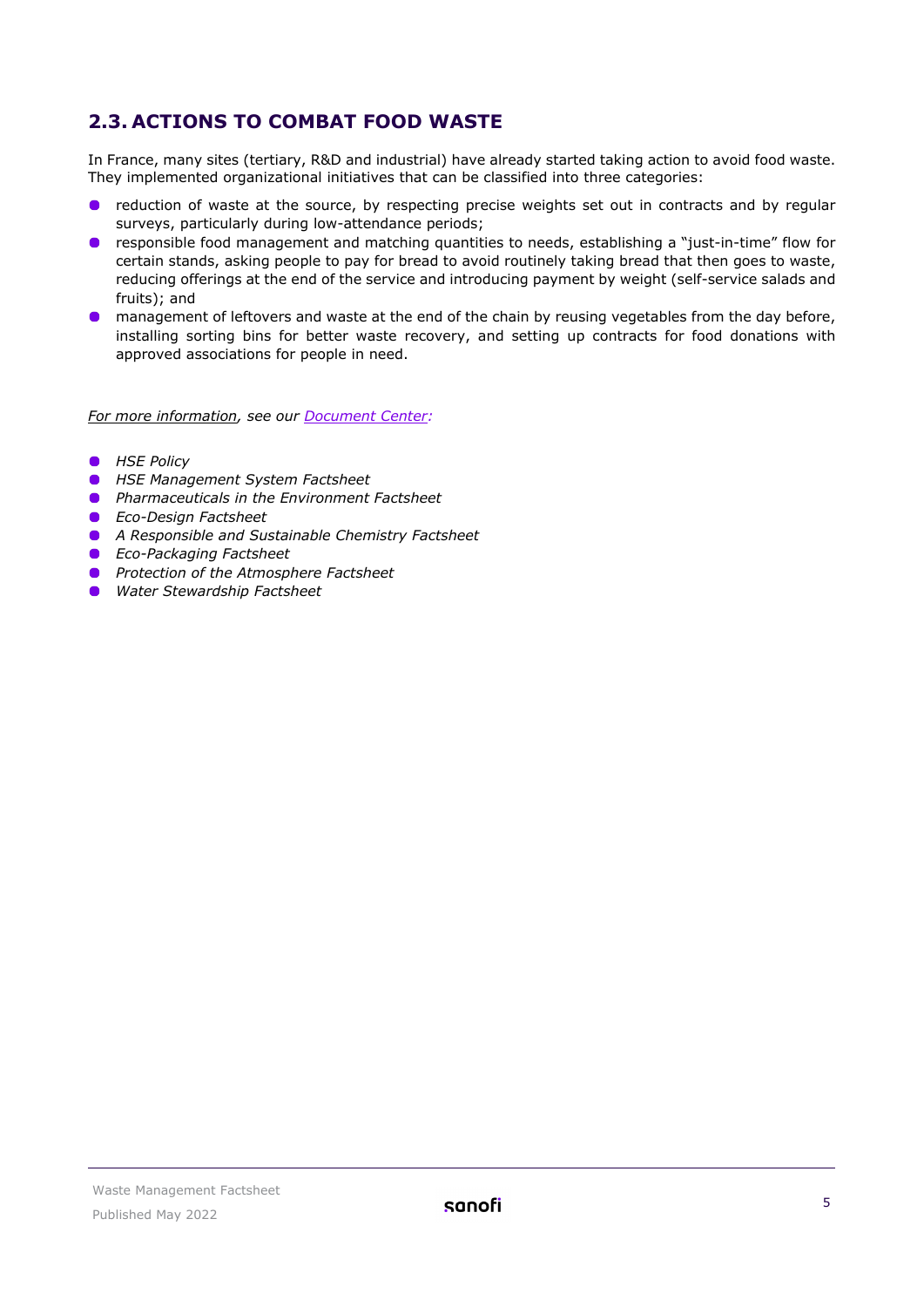## 2.3. ACTIONS TO COMBAT FOOD WASTE

In France, many sites (tertiary, R&D and industrial) have already started taking action to avoid food waste. They implemented organizational initiatives that can be classified into three categories:

- reduction of waste at the source, by respecting precise weights set out in contracts and by regular surveys, particularly during low-attendance periods;
- responsible food management and matching quantities to needs, establishing a "just-in-time" flow for certain stands, asking people to pay for bread to avoid routinely taking bread that then goes to waste, reducing offerings at the end of the service and introducing payment by weight (self-service salads and fruits); and
- management of leftovers and waste at the end of the chain by reusing vegetables from the day before, installing sorting bins for better waste recovery, and setting up contracts for food donations with approved associations for people in need.

*For more information, see our Document Center:*

- *HSE Policy*
- *HSE Management System Factsheet*
- *Pharmaceuticals in the Environment Factsheet*
- *Eco-Design Factsheet*
- *A Responsible and Sustainable Chemistry Factsheet*
- *Eco-Packaging Factsheet*
- *Protection of the Atmosphere Factsheet*
- *Water Stewardship Factsheet*